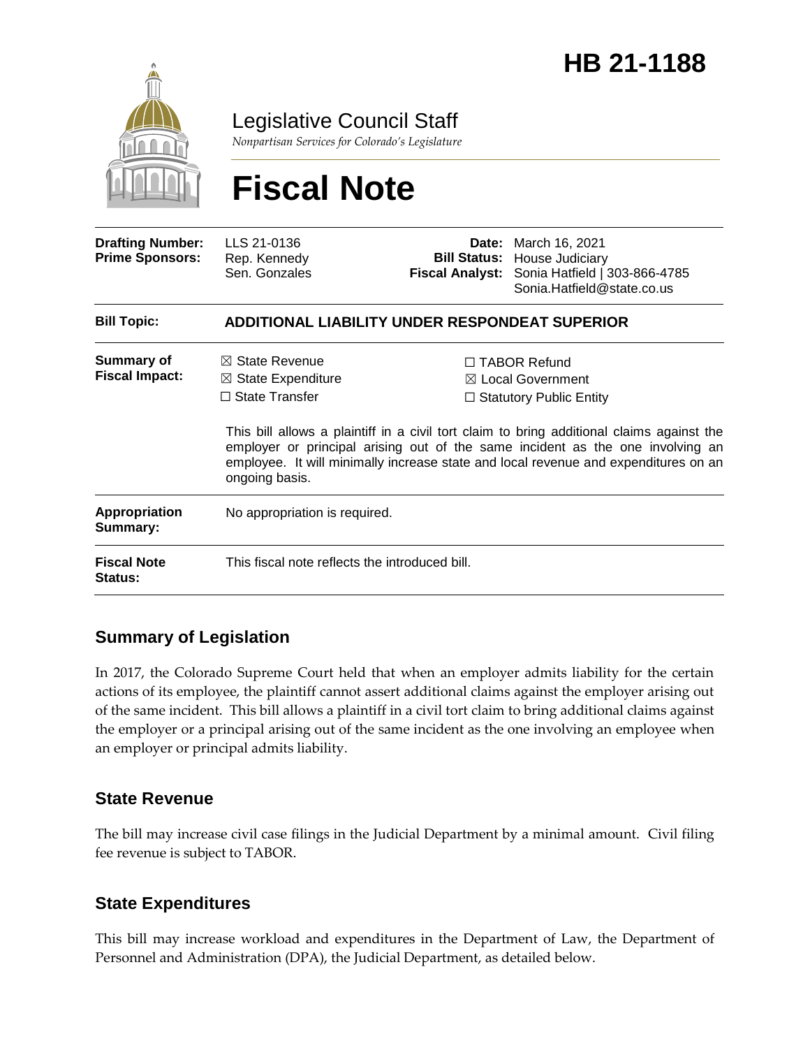# HB 21-1188

Legislative Council Staff

*Nonpartisan Services for Colorado's Legislature*

# Fiscal Note

| | | | |
|---|---|---|---|
| **Drafting Number:** | LLS 21-0136 | **Date:** | March 16, 2021 |
| **Prime Sponsors:** | Rep. Kennedy<br>Sen. Gonzales | **Bill Status:** | House Judiciary |
| | | **Fiscal Analyst:** | Sonia Hatfield \| 303-866-4785<br>Sonia.Hatfield@state.co.us |

| | |
|---|---|
| **Bill Topic:** | **ADDITIONAL LIABILITY UNDER RESPONDEAT SUPERIOR** |
| **Summary of Fiscal Impact:** | ☒ State Revenue ☒ State Expenditure ☐ State Transfer ☐ TABOR Refund ☒ Local Government ☐ Statutory Public Entity<br><br>This bill allows a plaintiff in a civil tort claim to bring additional claims against the employer or principal arising out of the same incident as the one involving an employee. It will minimally increase state and local revenue and expenditures on an ongoing basis. |
| **Appropriation Summary:** | No appropriation is required. |
| **Fiscal Note Status:** | This fiscal note reflects the introduced bill. |

## Summary of Legislation

In 2017, the Colorado Supreme Court held that when an employer admits liability for the certain actions of its employee, the plaintiff cannot assert additional claims against the employer arising out of the same incident. This bill allows a plaintiff in a civil tort claim to bring additional claims against the employer or a principal arising out of the same incident as the one involving an employee when an employer or principal admits liability.

## State Revenue

The bill may increase civil case filings in the Judicial Department by a minimal amount. Civil filing fee revenue is subject to TABOR.

## State Expenditures

This bill may increase workload and expenditures in the Department of Law, the Department of Personnel and Administration (DPA), the Judicial Department, as detailed below.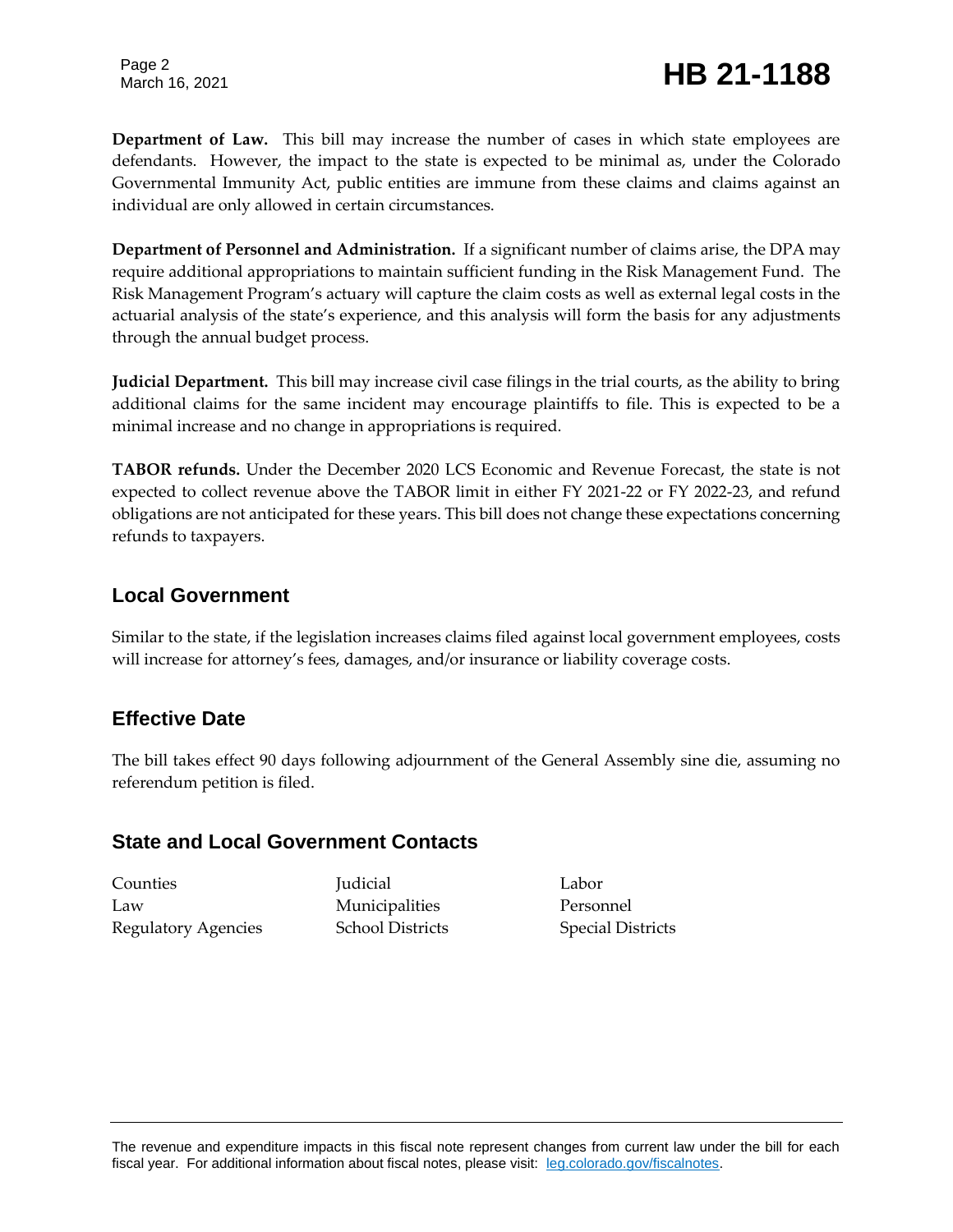**Department of Law.** This bill may increase the number of cases in which state employees are defendants. However, the impact to the state is expected to be minimal as, under the Colorado Governmental Immunity Act, public entities are immune from these claims and claims against an individual are only allowed in certain circumstances.

**Department of Personnel and Administration.** If a significant number of claims arise, the DPA may require additional appropriations to maintain sufficient funding in the Risk Management Fund. The Risk Management Program's actuary will capture the claim costs as well as external legal costs in the actuarial analysis of the state's experience, and this analysis will form the basis for any adjustments through the annual budget process.

**Judicial Department.** This bill may increase civil case filings in the trial courts, as the ability to bring additional claims for the same incident may encourage plaintiffs to file. This is expected to be a minimal increase and no change in appropriations is required.

**TABOR refunds.** Under the December 2020 LCS Economic and Revenue Forecast, the state is not expected to collect revenue above the TABOR limit in either FY 2021-22 or FY 2022-23, and refund obligations are not anticipated for these years. This bill does not change these expectations concerning refunds to taxpayers.

## Local Government

Similar to the state, if the legislation increases claims filed against local government employees, costs will increase for attorney's fees, damages, and/or insurance or liability coverage costs.

## Effective Date

The bill takes effect 90 days following adjournment of the General Assembly sine die, assuming no referendum petition is filed.

## State and Local Government Contacts

| | | |
|---|---|---|
| Counties | Judicial | Labor |
| Law | Municipalities | Personnel |
| Regulatory Agencies | School Districts | Special Districts |

The revenue and expenditure impacts in this fiscal note represent changes from current law under the bill for each fiscal year. For additional information about fiscal notes, please visit: leg.colorado.gov/fiscalnotes.